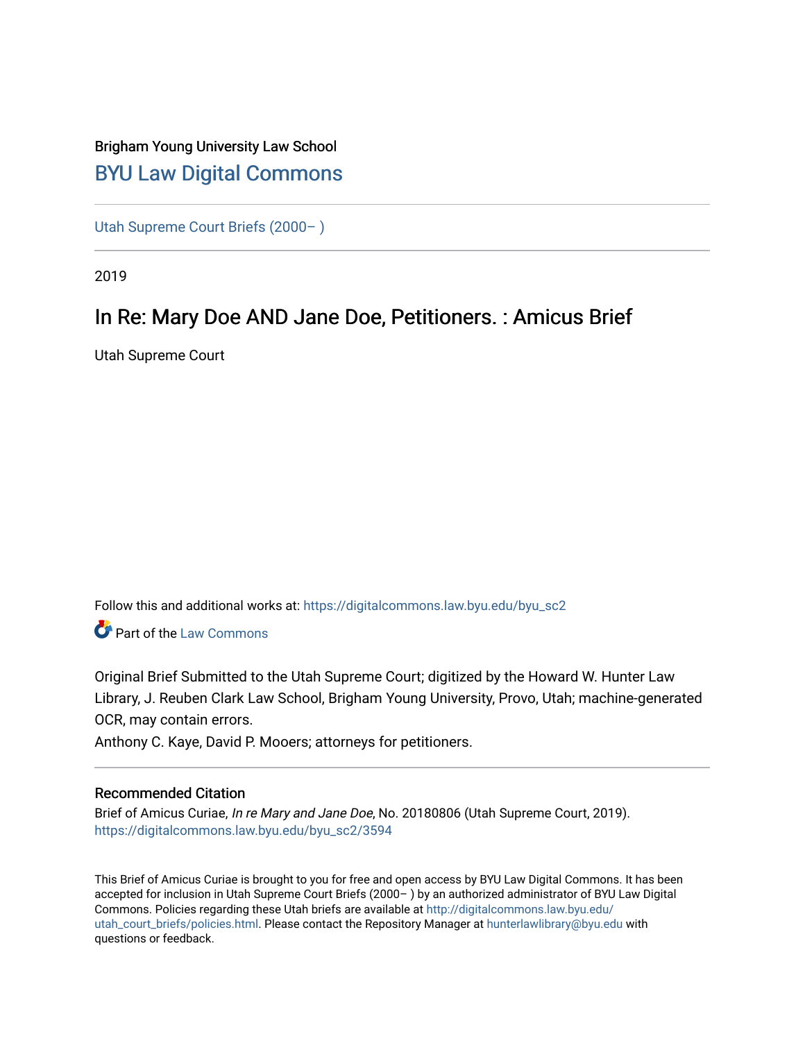Brigham Young University Law School

## BYU Law Digital Commons

Utah Supreme Court Briefs (2000– )

2019

# In Re: Mary Doe AND Jane Doe, Petitioners. : Amicus Brief

Utah Supreme Court

Follow this and additional works at: https://digitalcommons.law.byu.edu/byu_sc2

Part of the Law Commons

Original Brief Submitted to the Utah Supreme Court; digitized by the Howard W. Hunter Law Library, J. Reuben Clark Law School, Brigham Young University, Provo, Utah; machine-generated OCR, may contain errors.

Anthony C. Kaye, David P. Mooers; attorneys for petitioners.

### Recommended Citation

Brief of Amicus Curiae, *In re Mary and Jane Doe*, No. 20180806 (Utah Supreme Court, 2019).
https://digitalcommons.law.byu.edu/byu_sc2/3594

This Brief of Amicus Curiae is brought to you for free and open access by BYU Law Digital Commons. It has been accepted for inclusion in Utah Supreme Court Briefs (2000– ) by an authorized administrator of BYU Law Digital Commons. Policies regarding these Utah briefs are available at http://digitalcommons.law.byu.edu/utah_court_briefs/policies.html. Please contact the Repository Manager at hunterlawlibrary@byu.edu with questions or feedback.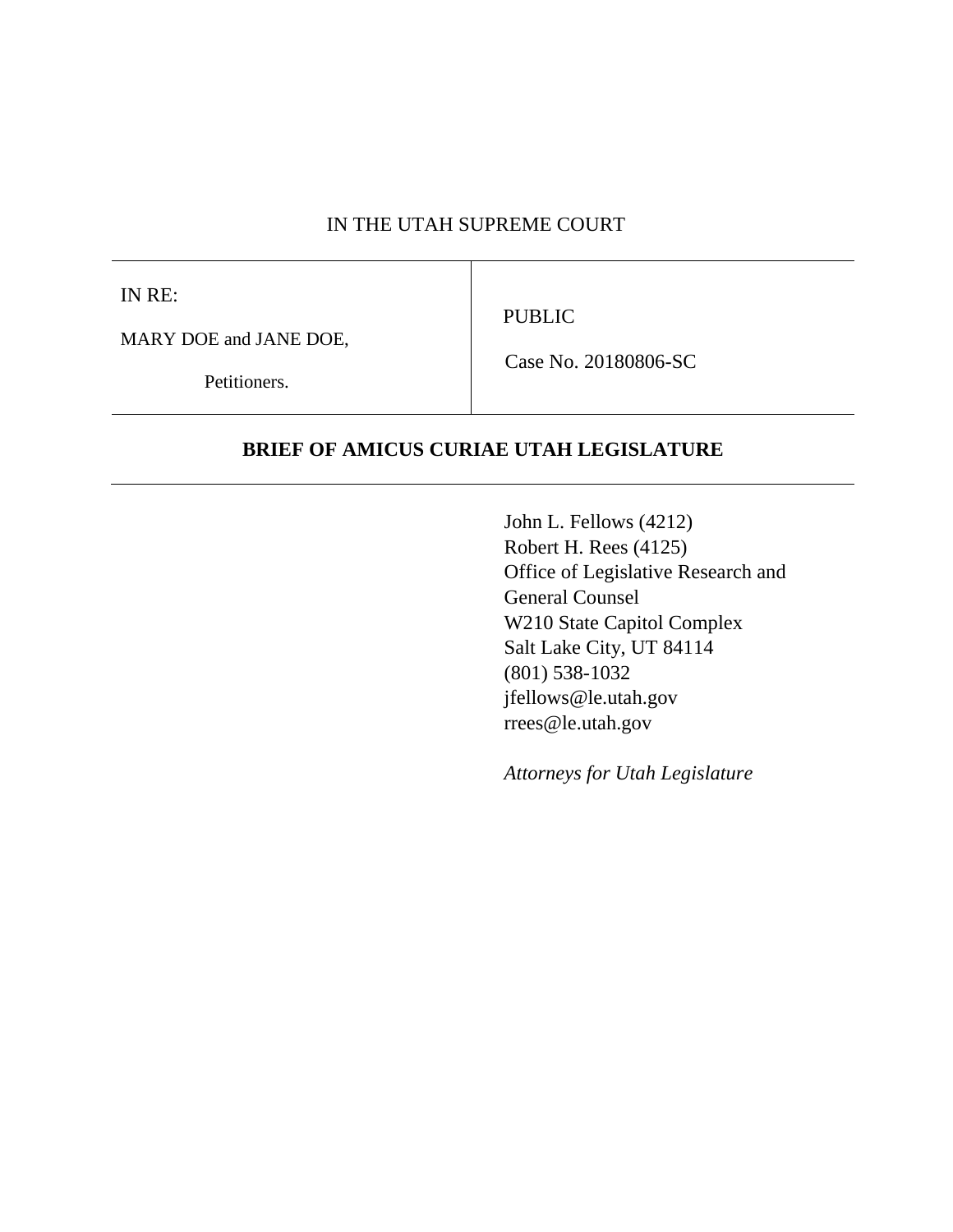IN THE UTAH SUPREME COURT

| IN RE:<br><br>MARY DOE and JANE DOE,<br><br>Petitioners. | PUBLIC<br><br>Case No. 20180806-SC |
|---|---|

**BRIEF OF AMICUS CURIAE UTAH LEGISLATURE**

John L. Fellows (4212)
Robert H. Rees (4125)
Office of Legislative Research and General Counsel
W210 State Capitol Complex
Salt Lake City, UT 84114
(801) 538-1032
jfellows@le.utah.gov
rrees@le.utah.gov

*Attorneys for Utah Legislature*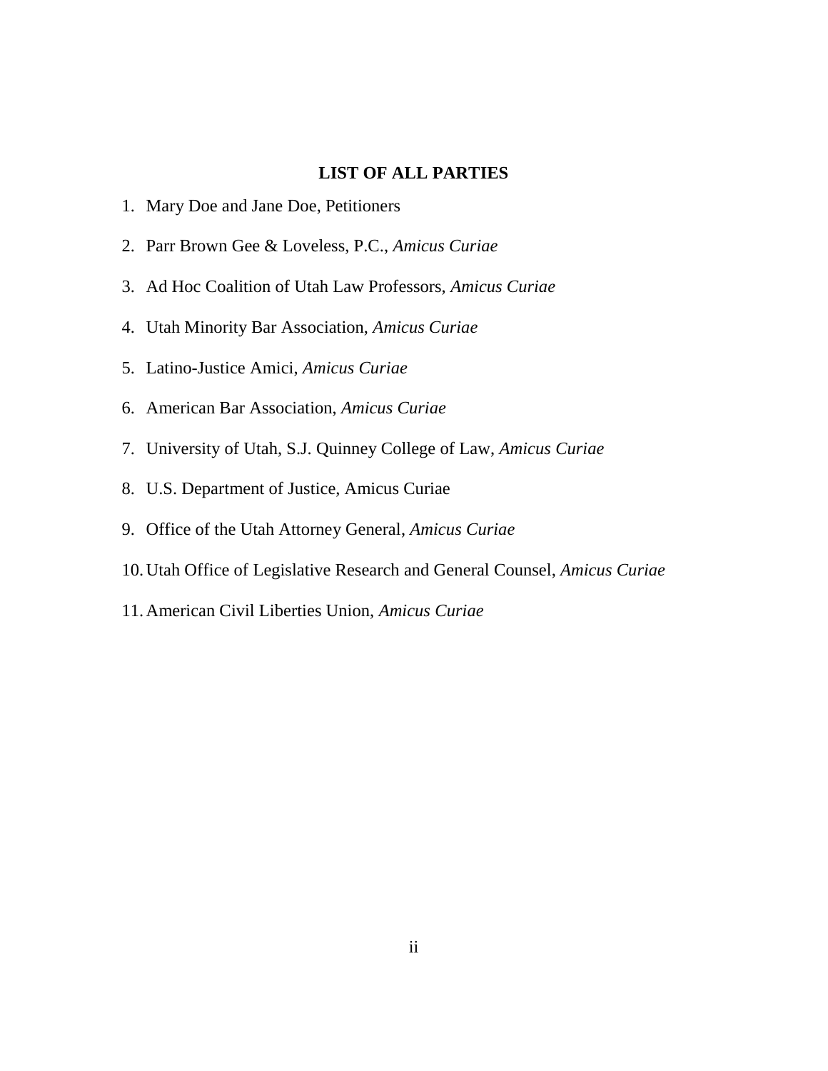## LIST OF ALL PARTIES

1. Mary Doe and Jane Doe, Petitioners
2. Parr Brown Gee & Loveless, P.C., *Amicus Curiae*
3. Ad Hoc Coalition of Utah Law Professors, *Amicus Curiae*
4. Utah Minority Bar Association, *Amicus Curiae*
5. Latino-Justice Amici, *Amicus Curiae*
6. American Bar Association, *Amicus Curiae*
7. University of Utah, S.J. Quinney College of Law, *Amicus Curiae*
8. U.S. Department of Justice, Amicus Curiae
9. Office of the Utah Attorney General, *Amicus Curiae*
10. Utah Office of Legislative Research and General Counsel, *Amicus Curiae*
11. American Civil Liberties Union, *Amicus Curiae*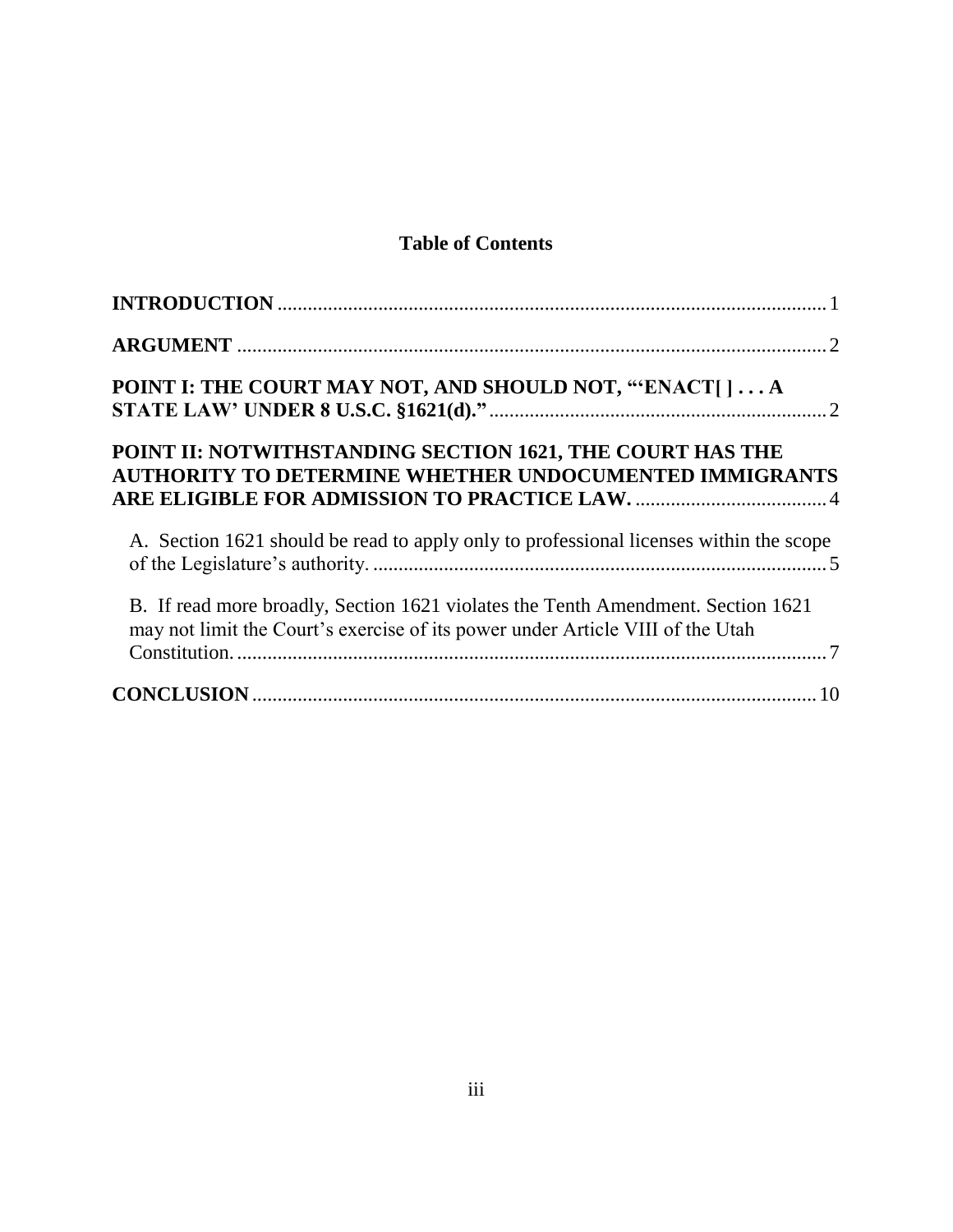## Table of Contents

**INTRODUCTION** ............................................................................................ 1

**ARGUMENT** .................................................................................................. 2

**POINT I: THE COURT MAY NOT, AND SHOULD NOT, "'ENACT[ ] . . . A STATE LAW' UNDER 8 U.S.C. §1621(d)."** ................................................................ 2

**POINT II: NOTWITHSTANDING SECTION 1621, THE COURT HAS THE AUTHORITY TO DETERMINE WHETHER UNDOCUMENTED IMMIGRANTS ARE ELIGIBLE FOR ADMISSION TO PRACTICE LAW.** ..................................... 4

A. Section 1621 should be read to apply only to professional licenses within the scope of the Legislature's authority. ........................................................................................ 5

B. If read more broadly, Section 1621 violates the Tenth Amendment. Section 1621 may not limit the Court's exercise of its power under Article VIII of the Utah Constitution. ..................................................................................................................... 7

**CONCLUSION** ............................................................................................... 10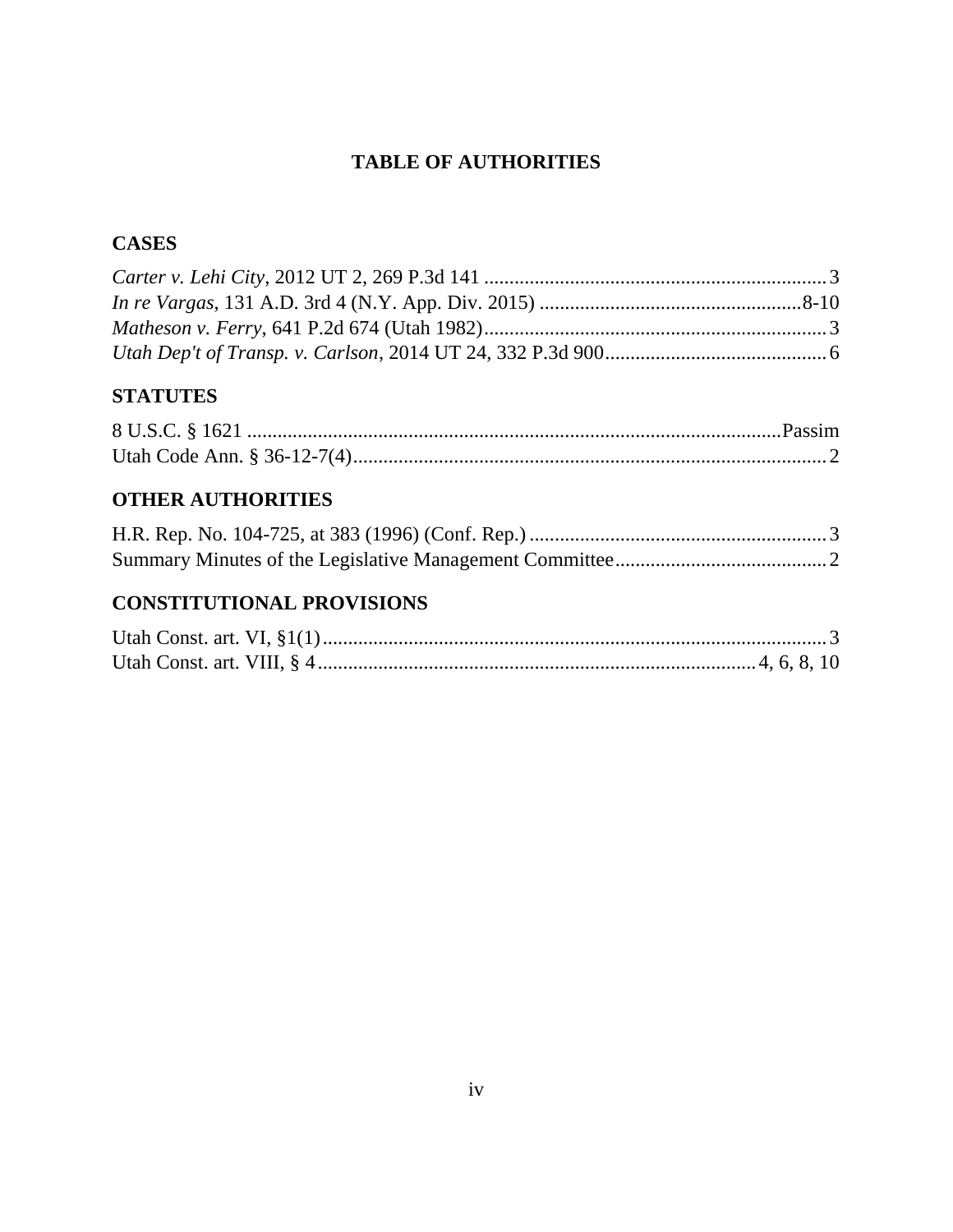# TABLE OF AUTHORITIES

## CASES

*Carter v. Lehi City*, 2012 UT 2, 269 P.3d 141 .................................................................... 3
*In re Vargas*, 131 A.D. 3rd 4 (N.Y. App. Div. 2015) ....................................................8-10
*Matheson v. Ferry*, 641 P.2d 674 (Utah 1982).................................................................... 3
*Utah Dep't of Transp. v. Carlson*, 2014 UT 24, 332 P.3d 900............................................ 6

## STATUTES

8 U.S.C. § 1621 .........................................................................................................Passim
Utah Code Ann. § 36-12-7(4)............................................................................................ 2

## OTHER AUTHORITIES

H.R. Rep. No. 104-725, at 383 (1996) (Conf. Rep.) ........................................................... 3
Summary Minutes of the Legislative Management Committee.......................................... 2

## CONSTITUTIONAL PROVISIONS

Utah Const. art. VI, §1(1).................................................................................................... 3
Utah Const. art. VIII, § 4..................................................................................... 4, 6, 8, 10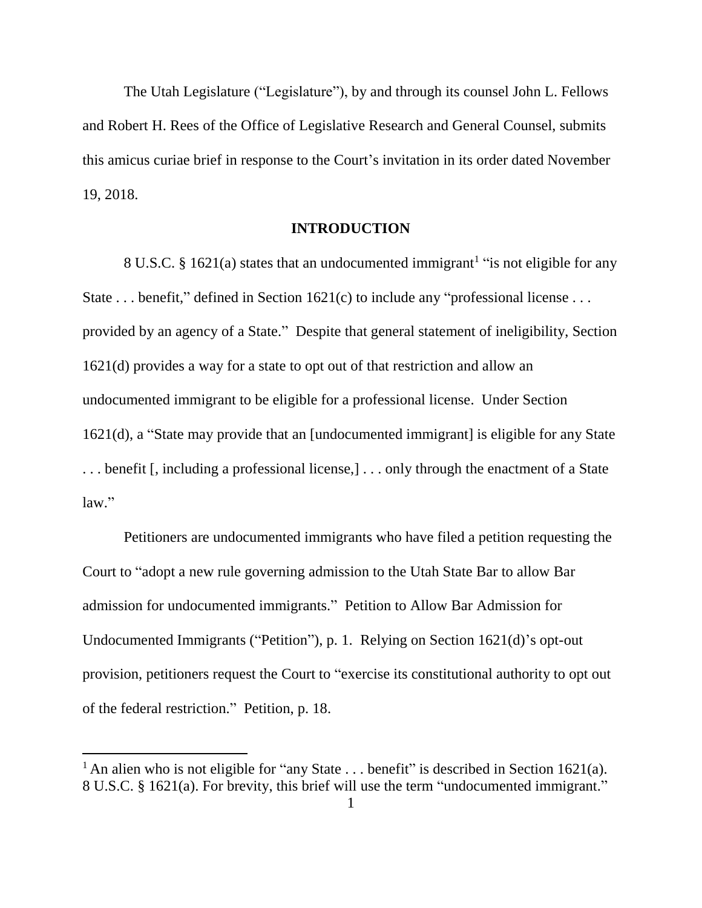The Utah Legislature ("Legislature"), by and through its counsel John L. Fellows and Robert H. Rees of the Office of Legislative Research and General Counsel, submits this amicus curiae brief in response to the Court's invitation in its order dated November 19, 2018.

## INTRODUCTION

8 U.S.C. § 1621(a) states that an undocumented immigrant[1] "is not eligible for any State . . . benefit," defined in Section 1621(c) to include any "professional license . . . provided by an agency of a State." Despite that general statement of ineligibility, Section 1621(d) provides a way for a state to opt out of that restriction and allow an undocumented immigrant to be eligible for a professional license. Under Section 1621(d), a "State may provide that an [undocumented immigrant] is eligible for any State . . . benefit [, including a professional license,] . . . only through the enactment of a State law."

Petitioners are undocumented immigrants who have filed a petition requesting the Court to "adopt a new rule governing admission to the Utah State Bar to allow Bar admission for undocumented immigrants." Petition to Allow Bar Admission for Undocumented Immigrants ("Petition"), p. 1. Relying on Section 1621(d)'s opt-out provision, petitioners request the Court to "exercise its constitutional authority to opt out of the federal restriction." Petition, p. 18.

[1] An alien who is not eligible for "any State . . . benefit" is described in Section 1621(a). 8 U.S.C. § 1621(a). For brevity, this brief will use the term "undocumented immigrant."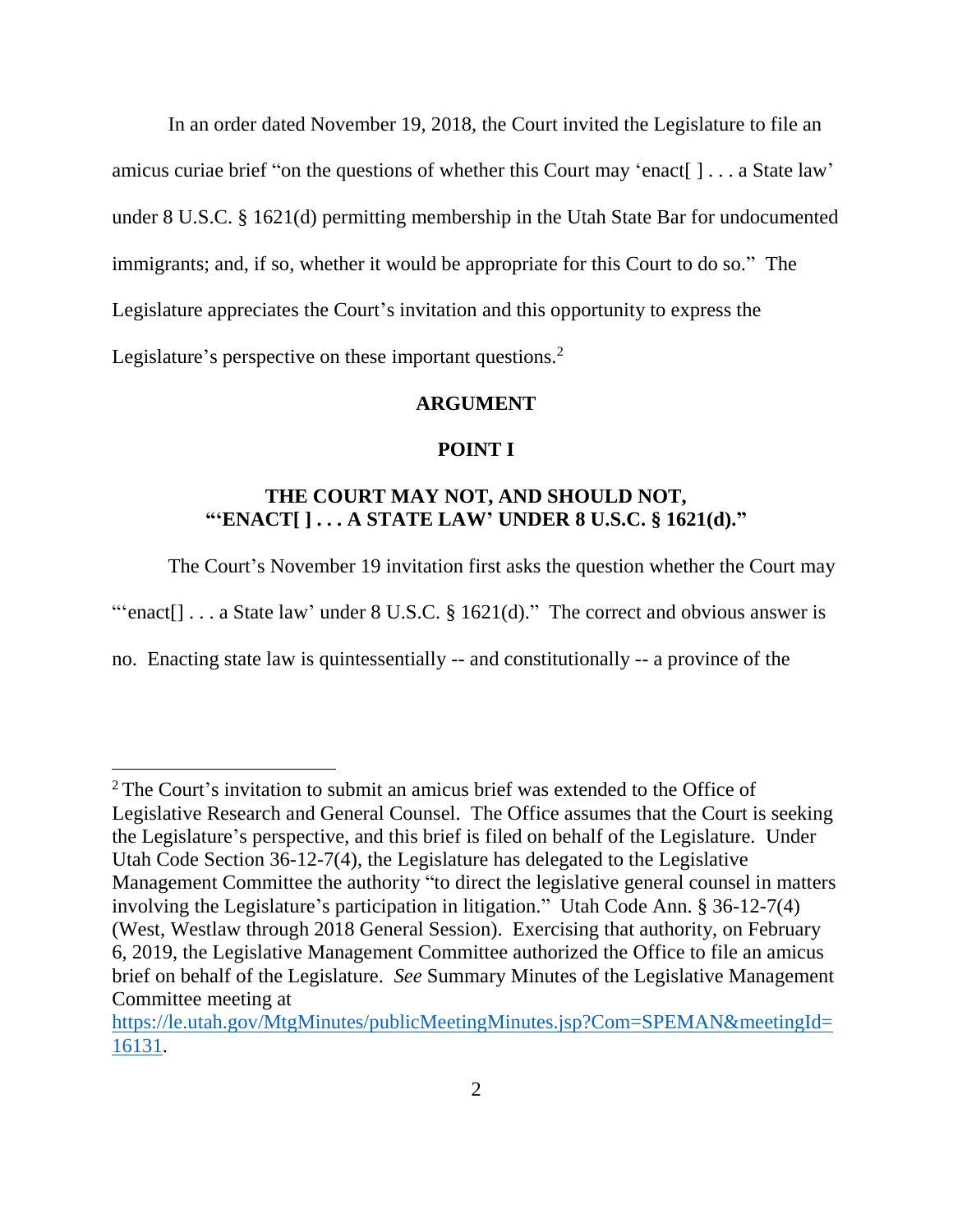In an order dated November 19, 2018, the Court invited the Legislature to file an amicus curiae brief "on the questions of whether this Court may 'enact[ ] . . . a State law' under 8 U.S.C. § 1621(d) permitting membership in the Utah State Bar for undocumented immigrants; and, if so, whether it would be appropriate for this Court to do so." The Legislature appreciates the Court's invitation and this opportunity to express the Legislature's perspective on these important questions.[2]

**ARGUMENT**

**POINT I**

**THE COURT MAY NOT, AND SHOULD NOT, "'ENACT[ ] . . . A STATE LAW' UNDER 8 U.S.C. § 1621(d)."**

The Court's November 19 invitation first asks the question whether the Court may "'enact[] . . . a State law' under 8 U.S.C. § 1621(d)." The correct and obvious answer is no. Enacting state law is quintessentially -- and constitutionally -- a province of the

---

[2] The Court's invitation to submit an amicus brief was extended to the Office of Legislative Research and General Counsel. The Office assumes that the Court is seeking the Legislature's perspective, and this brief is filed on behalf of the Legislature. Under Utah Code Section 36-12-7(4), the Legislature has delegated to the Legislative Management Committee the authority "to direct the legislative general counsel in matters involving the Legislature's participation in litigation." Utah Code Ann. § 36-12-7(4) (West, Westlaw through 2018 General Session). Exercising that authority, on February 6, 2019, the Legislative Management Committee authorized the Office to file an amicus brief on behalf of the Legislature. *See* Summary Minutes of the Legislative Management Committee meeting at https://le.utah.gov/MtgMinutes/publicMeetingMinutes.jsp?Com=SPEMAN&meetingId=16131.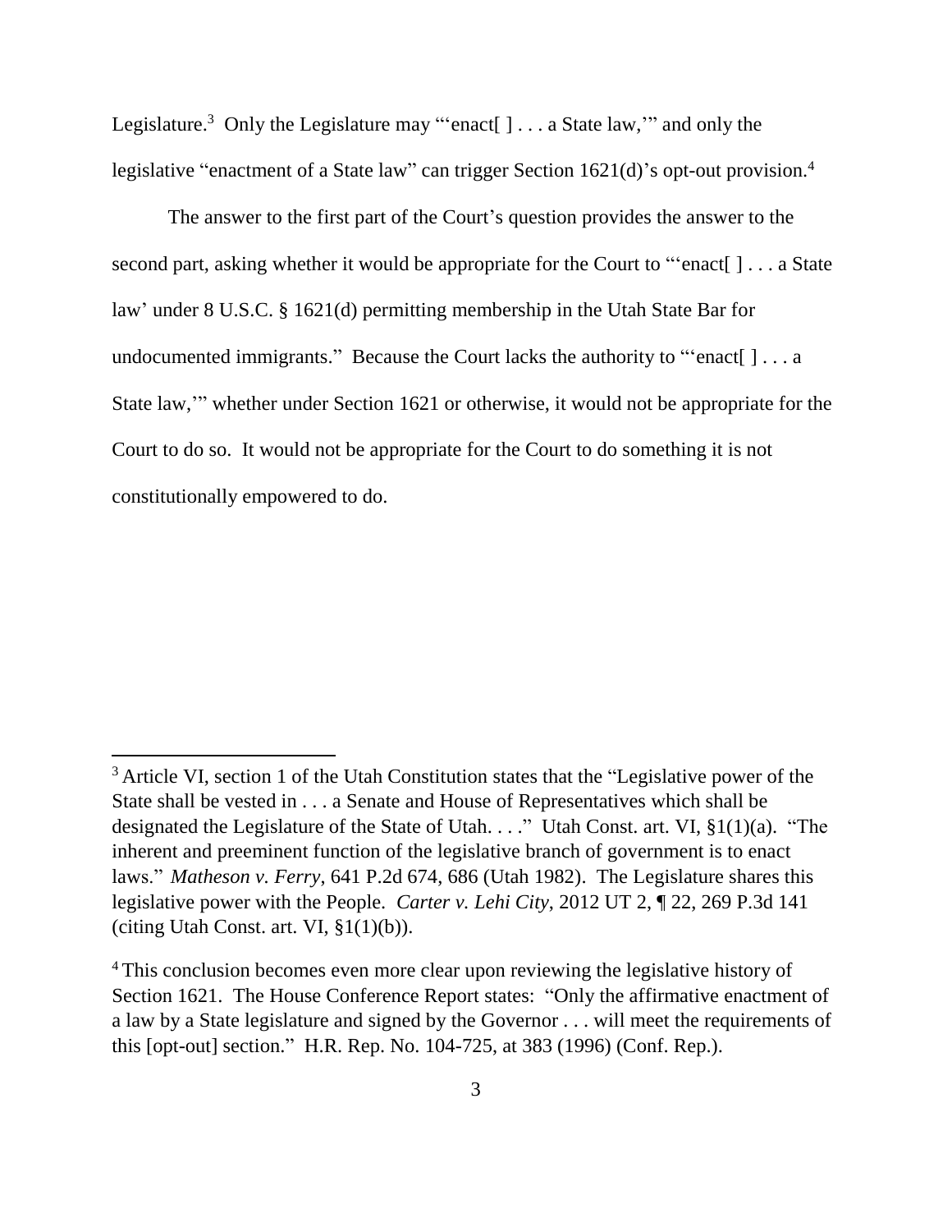Legislature.[3] Only the Legislature may "'enact[ ] . . . a State law,'" and only the legislative "enactment of a State law" can trigger Section 1621(d)'s opt-out provision.[4]

The answer to the first part of the Court's question provides the answer to the second part, asking whether it would be appropriate for the Court to "'enact[ ] . . . a State law' under 8 U.S.C. § 1621(d) permitting membership in the Utah State Bar for undocumented immigrants." Because the Court lacks the authority to "'enact[ ] . . . a State law,'" whether under Section 1621 or otherwise, it would not be appropriate for the Court to do so. It would not be appropriate for the Court to do something it is not constitutionally empowered to do.

---

[3] Article VI, section 1 of the Utah Constitution states that the "Legislative power of the State shall be vested in . . . a Senate and House of Representatives which shall be designated the Legislature of the State of Utah. . . ." Utah Const. art. VI, §1(1)(a). "The inherent and preeminent function of the legislative branch of government is to enact laws." *Matheson v. Ferry*, 641 P.2d 674, 686 (Utah 1982). The Legislature shares this legislative power with the People. *Carter v. Lehi City*, 2012 UT 2, ¶ 22, 269 P.3d 141 (citing Utah Const. art. VI, §1(1)(b)).

[4] This conclusion becomes even more clear upon reviewing the legislative history of Section 1621. The House Conference Report states: "Only the affirmative enactment of a law by a State legislature and signed by the Governor . . . will meet the requirements of this [opt-out] section." H.R. Rep. No. 104-725, at 383 (1996) (Conf. Rep.).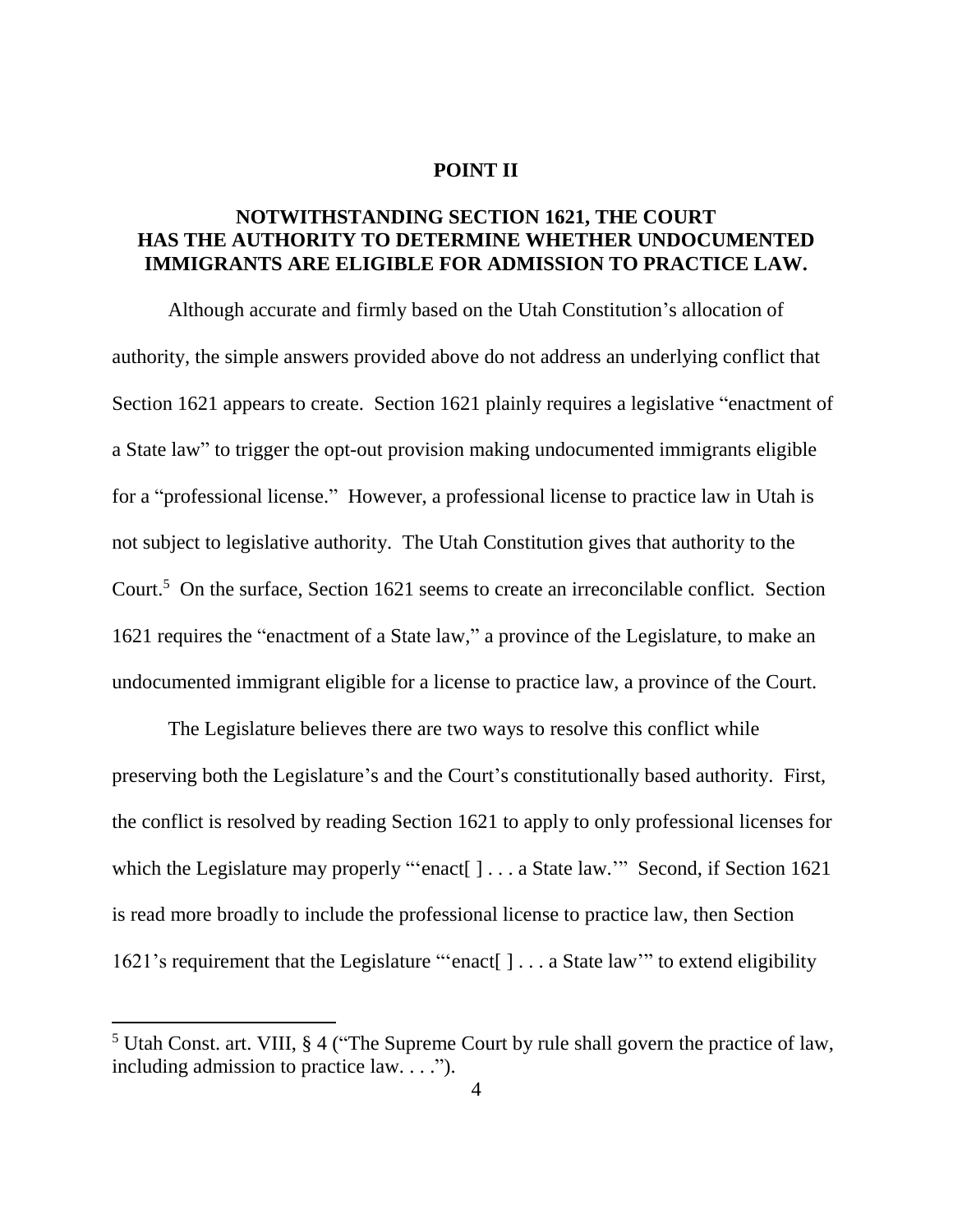## POINT II

## NOTWITHSTANDING SECTION 1621, THE COURT HAS THE AUTHORITY TO DETERMINE WHETHER UNDOCUMENTED IMMIGRANTS ARE ELIGIBLE FOR ADMISSION TO PRACTICE LAW.

Although accurate and firmly based on the Utah Constitution's allocation of authority, the simple answers provided above do not address an underlying conflict that Section 1621 appears to create. Section 1621 plainly requires a legislative "enactment of a State law" to trigger the opt-out provision making undocumented immigrants eligible for a "professional license." However, a professional license to practice law in Utah is not subject to legislative authority. The Utah Constitution gives that authority to the Court.[5] On the surface, Section 1621 seems to create an irreconcilable conflict. Section 1621 requires the "enactment of a State law," a province of the Legislature, to make an undocumented immigrant eligible for a license to practice law, a province of the Court.

The Legislature believes there are two ways to resolve this conflict while preserving both the Legislature's and the Court's constitutionally based authority. First, the conflict is resolved by reading Section 1621 to apply to only professional licenses for which the Legislature may properly "'enact[ ] . . . a State law.'" Second, if Section 1621 is read more broadly to include the professional license to practice law, then Section 1621's requirement that the Legislature "'enact[ ] . . . a State law'" to extend eligibility

---

[5] Utah Const. art. VIII, § 4 ("The Supreme Court by rule shall govern the practice of law, including admission to practice law. . . .").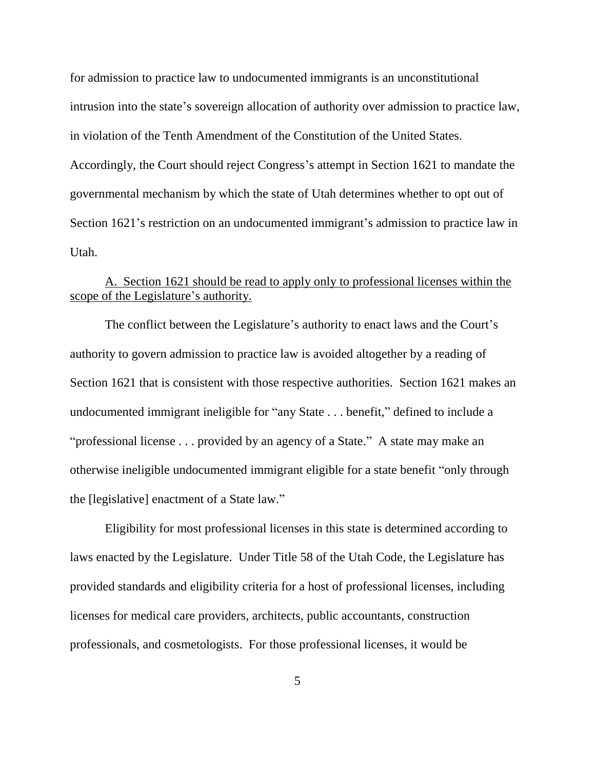for admission to practice law to undocumented immigrants is an unconstitutional intrusion into the state's sovereign allocation of authority over admission to practice law, in violation of the Tenth Amendment of the Constitution of the United States. Accordingly, the Court should reject Congress's attempt in Section 1621 to mandate the governmental mechanism by which the state of Utah determines whether to opt out of Section 1621's restriction on an undocumented immigrant's admission to practice law in Utah.

<u>A. Section 1621 should be read to apply only to professional licenses within the scope of the Legislature's authority.</u>

The conflict between the Legislature's authority to enact laws and the Court's authority to govern admission to practice law is avoided altogether by a reading of Section 1621 that is consistent with those respective authorities. Section 1621 makes an undocumented immigrant ineligible for "any State . . . benefit," defined to include a "professional license . . . provided by an agency of a State." A state may make an otherwise ineligible undocumented immigrant eligible for a state benefit "only through the [legislative] enactment of a State law."

Eligibility for most professional licenses in this state is determined according to laws enacted by the Legislature. Under Title 58 of the Utah Code, the Legislature has provided standards and eligibility criteria for a host of professional licenses, including licenses for medical care providers, architects, public accountants, construction professionals, and cosmetologists. For those professional licenses, it would be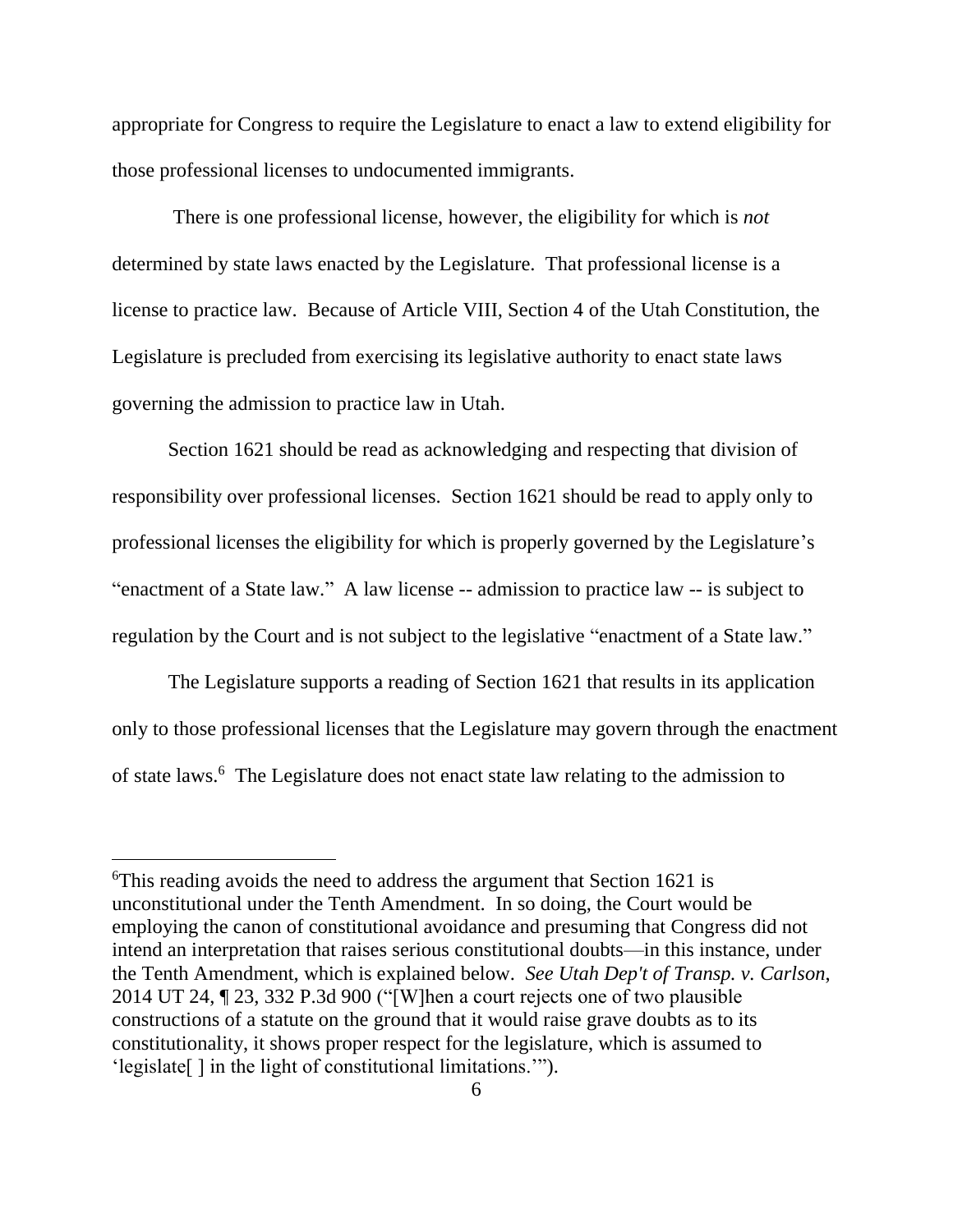appropriate for Congress to require the Legislature to enact a law to extend eligibility for those professional licenses to undocumented immigrants.

There is one professional license, however, the eligibility for which is *not* determined by state laws enacted by the Legislature. That professional license is a license to practice law. Because of Article VIII, Section 4 of the Utah Constitution, the Legislature is precluded from exercising its legislative authority to enact state laws governing the admission to practice law in Utah.

Section 1621 should be read as acknowledging and respecting that division of responsibility over professional licenses. Section 1621 should be read to apply only to professional licenses the eligibility for which is properly governed by the Legislature's "enactment of a State law." A law license -- admission to practice law -- is subject to regulation by the Court and is not subject to the legislative "enactment of a State law."

The Legislature supports a reading of Section 1621 that results in its application only to those professional licenses that the Legislature may govern through the enactment of state laws.[6] The Legislature does not enact state law relating to the admission to

---

[6]This reading avoids the need to address the argument that Section 1621 is unconstitutional under the Tenth Amendment. In so doing, the Court would be employing the canon of constitutional avoidance and presuming that Congress did not intend an interpretation that raises serious constitutional doubts—in this instance, under the Tenth Amendment, which is explained below. *See Utah Dep't of Transp. v. Carlson*, 2014 UT 24, ¶ 23, 332 P.3d 900 ("[W]hen a court rejects one of two plausible constructions of a statute on the ground that it would raise grave doubts as to its constitutionality, it shows proper respect for the legislature, which is assumed to 'legislate[ ] in the light of constitutional limitations.'").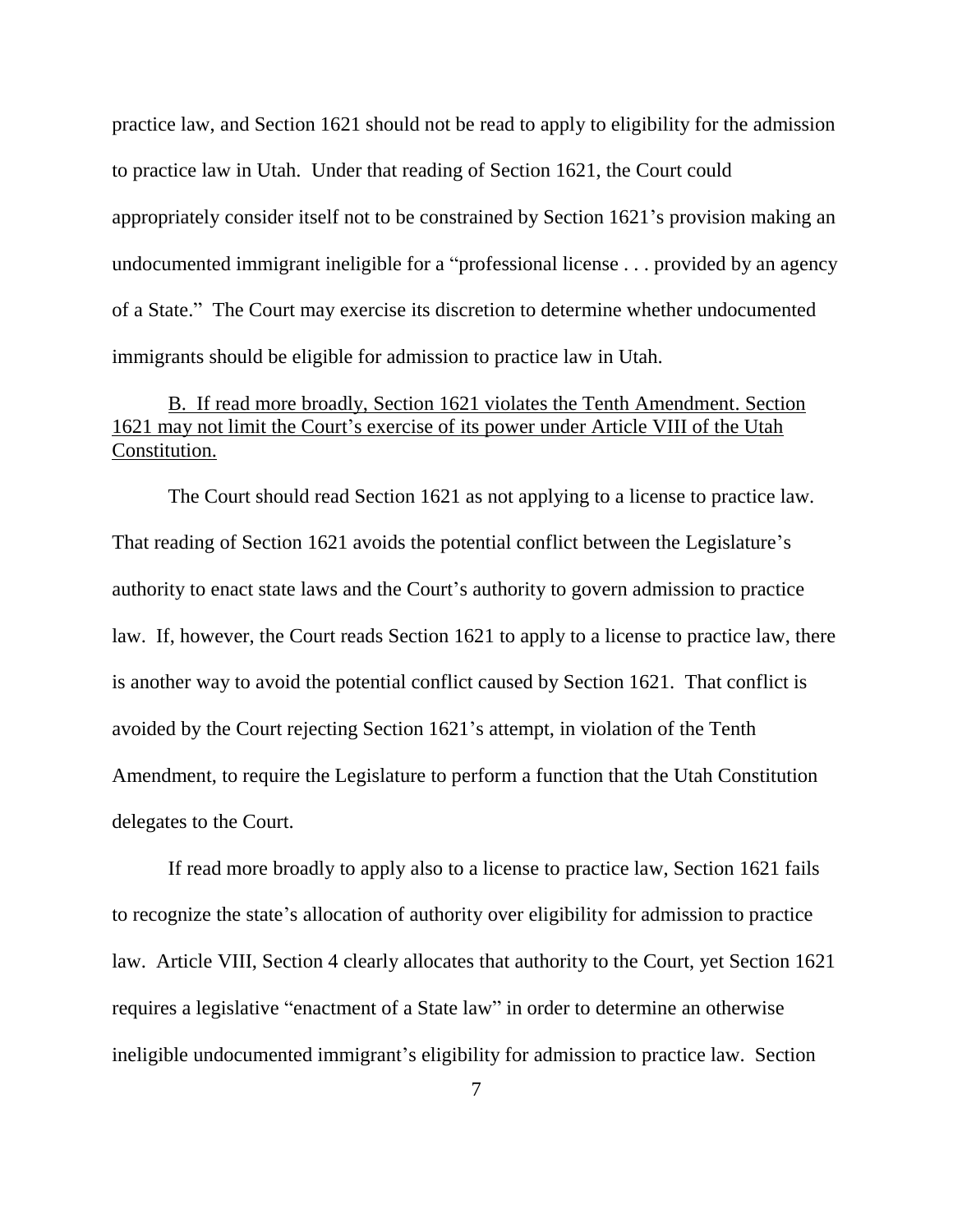practice law, and Section 1621 should not be read to apply to eligibility for the admission to practice law in Utah. Under that reading of Section 1621, the Court could appropriately consider itself not to be constrained by Section 1621's provision making an undocumented immigrant ineligible for a "professional license . . . provided by an agency of a State." The Court may exercise its discretion to determine whether undocumented immigrants should be eligible for admission to practice law in Utah.

<u>B. If read more broadly, Section 1621 violates the Tenth Amendment. Section 1621 may not limit the Court's exercise of its power under Article VIII of the Utah Constitution.</u>

The Court should read Section 1621 as not applying to a license to practice law. That reading of Section 1621 avoids the potential conflict between the Legislature's authority to enact state laws and the Court's authority to govern admission to practice law. If, however, the Court reads Section 1621 to apply to a license to practice law, there is another way to avoid the potential conflict caused by Section 1621. That conflict is avoided by the Court rejecting Section 1621's attempt, in violation of the Tenth Amendment, to require the Legislature to perform a function that the Utah Constitution delegates to the Court.

If read more broadly to apply also to a license to practice law, Section 1621 fails to recognize the state's allocation of authority over eligibility for admission to practice law. Article VIII, Section 4 clearly allocates that authority to the Court, yet Section 1621 requires a legislative "enactment of a State law" in order to determine an otherwise ineligible undocumented immigrant's eligibility for admission to practice law. Section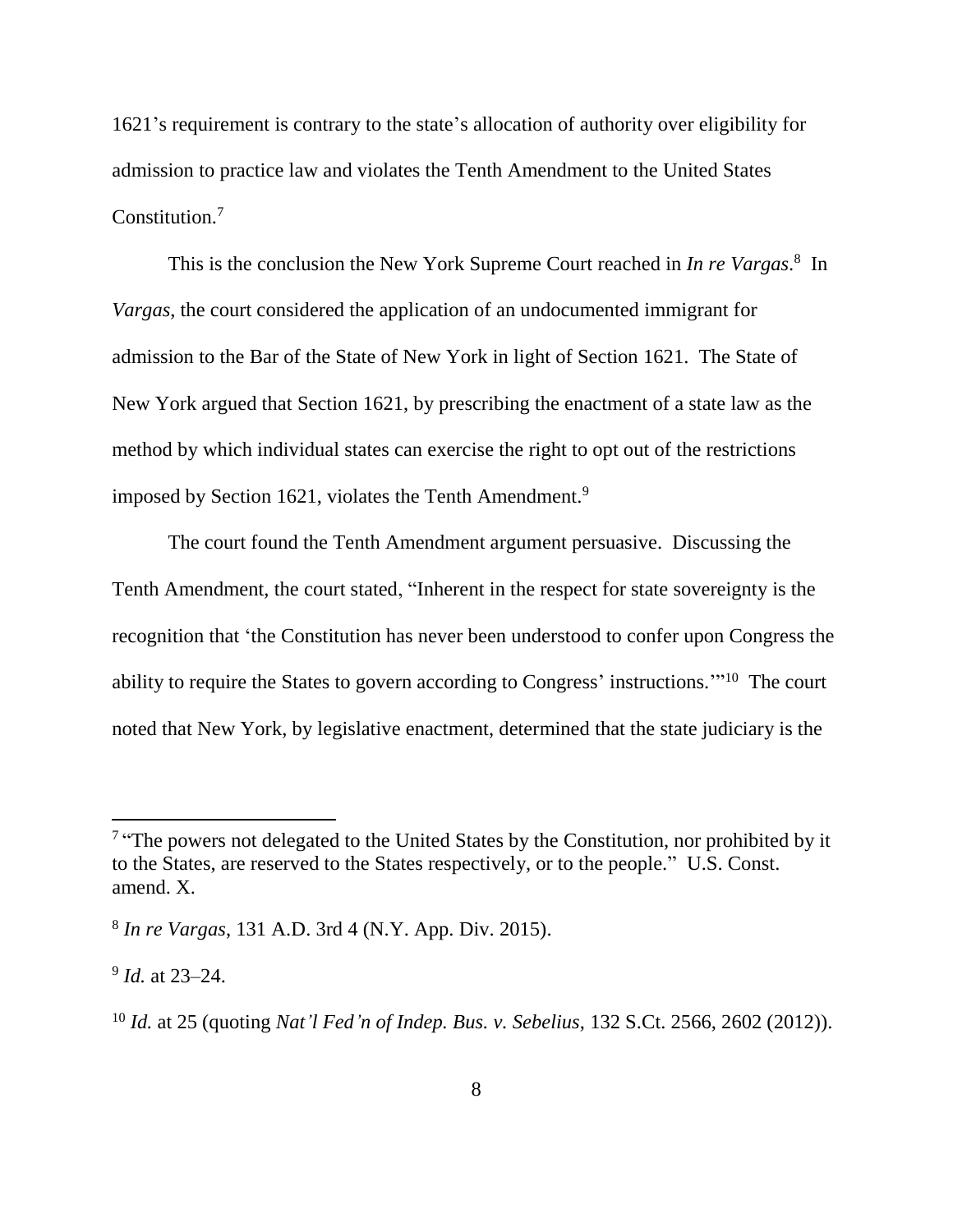1621's requirement is contrary to the state's allocation of authority over eligibility for admission to practice law and violates the Tenth Amendment to the United States Constitution.[7]

This is the conclusion the New York Supreme Court reached in *In re Vargas*.[8] In *Vargas*, the court considered the application of an undocumented immigrant for admission to the Bar of the State of New York in light of Section 1621. The State of New York argued that Section 1621, by prescribing the enactment of a state law as the method by which individual states can exercise the right to opt out of the restrictions imposed by Section 1621, violates the Tenth Amendment.[9]

The court found the Tenth Amendment argument persuasive. Discussing the Tenth Amendment, the court stated, "Inherent in the respect for state sovereignty is the recognition that 'the Constitution has never been understood to confer upon Congress the ability to require the States to govern according to Congress' instructions.'"[10] The court noted that New York, by legislative enactment, determined that the state judiciary is the

---

[7] "The powers not delegated to the United States by the Constitution, nor prohibited by it to the States, are reserved to the States respectively, or to the people." U.S. Const. amend. X.

[8] *In re Vargas*, 131 A.D. 3rd 4 (N.Y. App. Div. 2015).

[9] *Id.* at 23–24.

[10] *Id.* at 25 (quoting *Nat'l Fed'n of Indep. Bus. v. Sebelius*, 132 S.Ct. 2566, 2602 (2012)).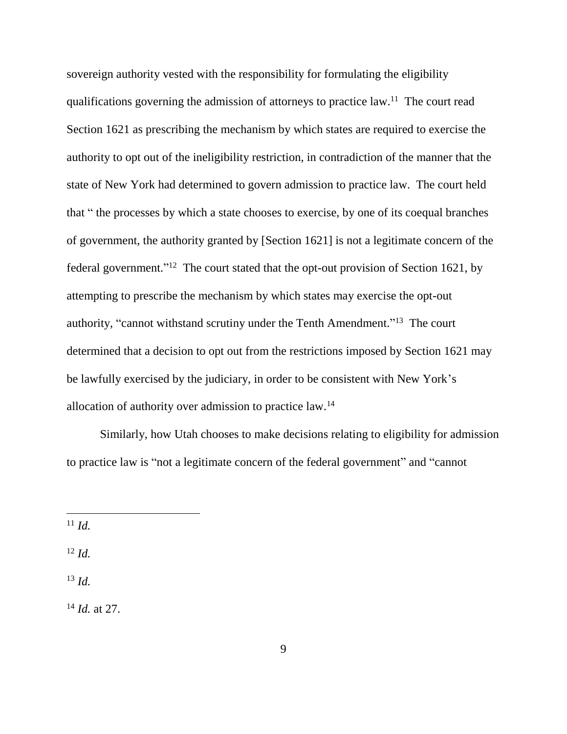sovereign authority vested with the responsibility for formulating the eligibility qualifications governing the admission of attorneys to practice law.[11] The court read Section 1621 as prescribing the mechanism by which states are required to exercise the authority to opt out of the ineligibility restriction, in contradiction of the manner that the state of New York had determined to govern admission to practice law. The court held that " the processes by which a state chooses to exercise, by one of its coequal branches of government, the authority granted by [Section 1621] is not a legitimate concern of the federal government."[12] The court stated that the opt-out provision of Section 1621, by attempting to prescribe the mechanism by which states may exercise the opt-out authority, "cannot withstand scrutiny under the Tenth Amendment."[13] The court determined that a decision to opt out from the restrictions imposed by Section 1621 may be lawfully exercised by the judiciary, in order to be consistent with New York's allocation of authority over admission to practice law.[14]

Similarly, how Utah chooses to make decisions relating to eligibility for admission to practice law is "not a legitimate concern of the federal government" and "cannot

---

[11] *Id.*

[12] *Id.*

[13] *Id.*

[14] *Id.* at 27.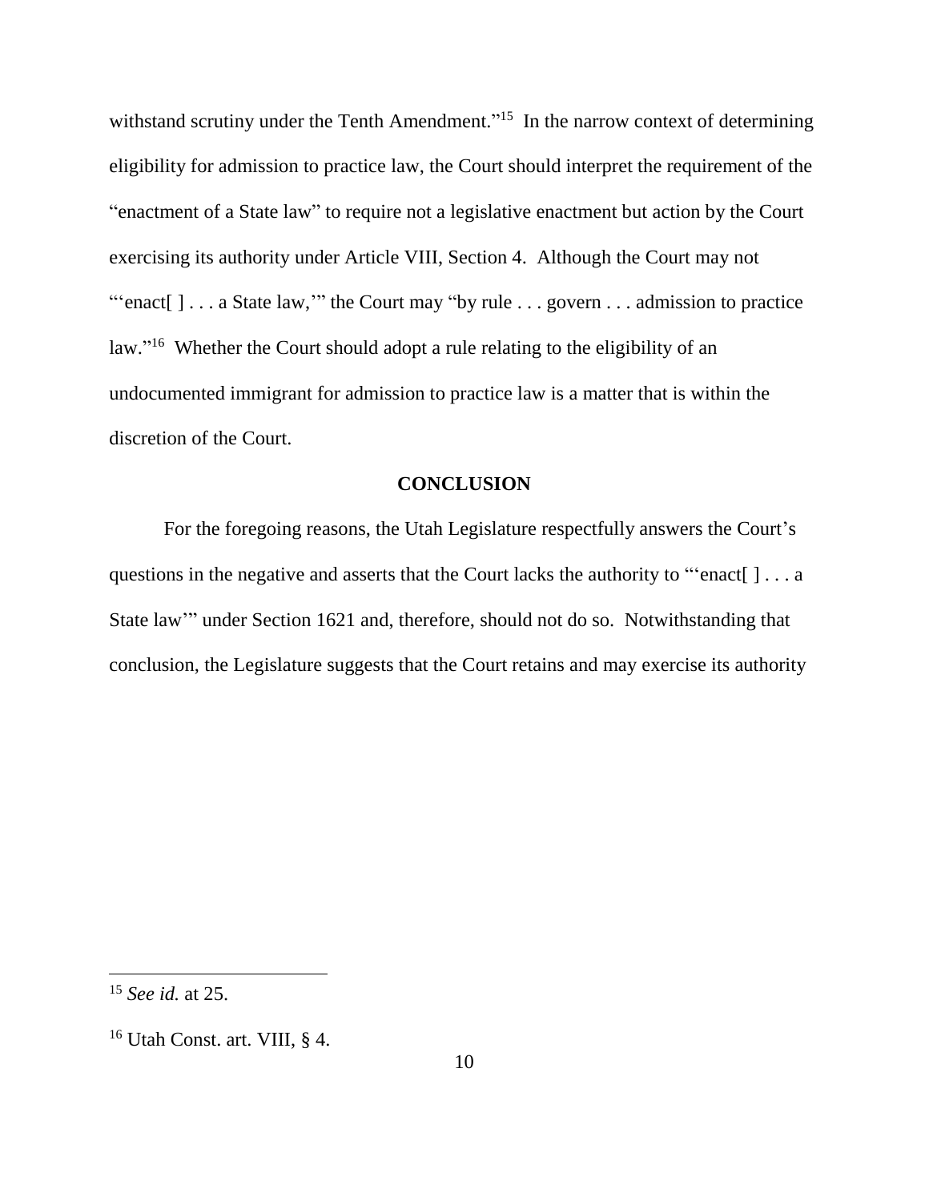withstand scrutiny under the Tenth Amendment."[15] In the narrow context of determining eligibility for admission to practice law, the Court should interpret the requirement of the "enactment of a State law" to require not a legislative enactment but action by the Court exercising its authority under Article VIII, Section 4. Although the Court may not "'enact[ ] . . . a State law,'" the Court may "by rule . . . govern . . . admission to practice law."[16] Whether the Court should adopt a rule relating to the eligibility of an undocumented immigrant for admission to practice law is a matter that is within the discretion of the Court.

## CONCLUSION

For the foregoing reasons, the Utah Legislature respectfully answers the Court's questions in the negative and asserts that the Court lacks the authority to "'enact[ ] . . . a State law'" under Section 1621 and, therefore, should not do so. Notwithstanding that conclusion, the Legislature suggests that the Court retains and may exercise its authority

---

[15] *See id.* at 25.

[16] Utah Const. art. VIII, § 4.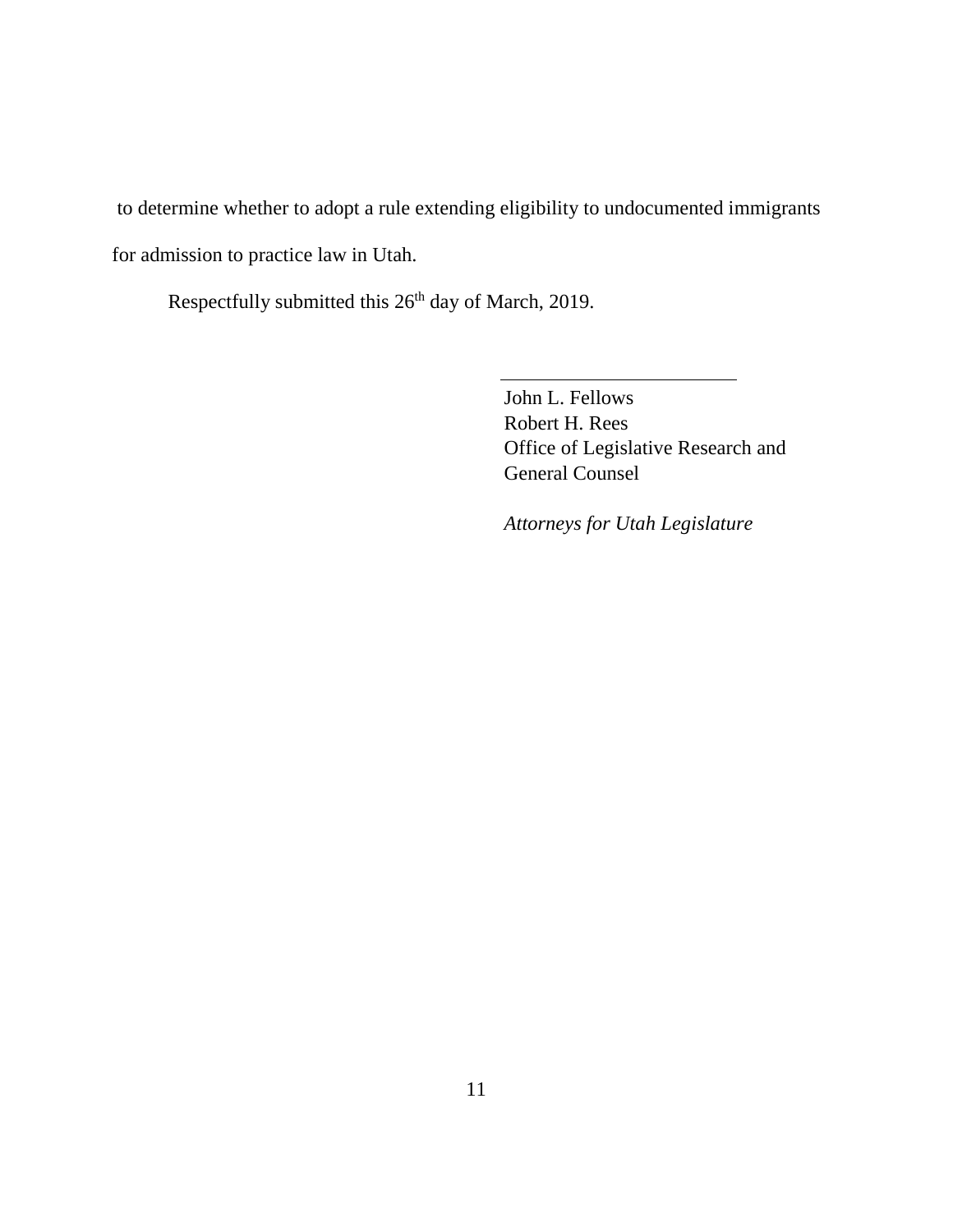to determine whether to adopt a rule extending eligibility to undocumented immigrants for admission to practice law in Utah.

Respectfully submitted this 26th day of March, 2019.

\_\_\_\_\_\_\_\_\_\_\_\_\_\_\_\_\_\_\_\_\_\_\_\_\_

John L. Fellows
Robert H. Rees
Office of Legislative Research and General Counsel

*Attorneys for Utah Legislature*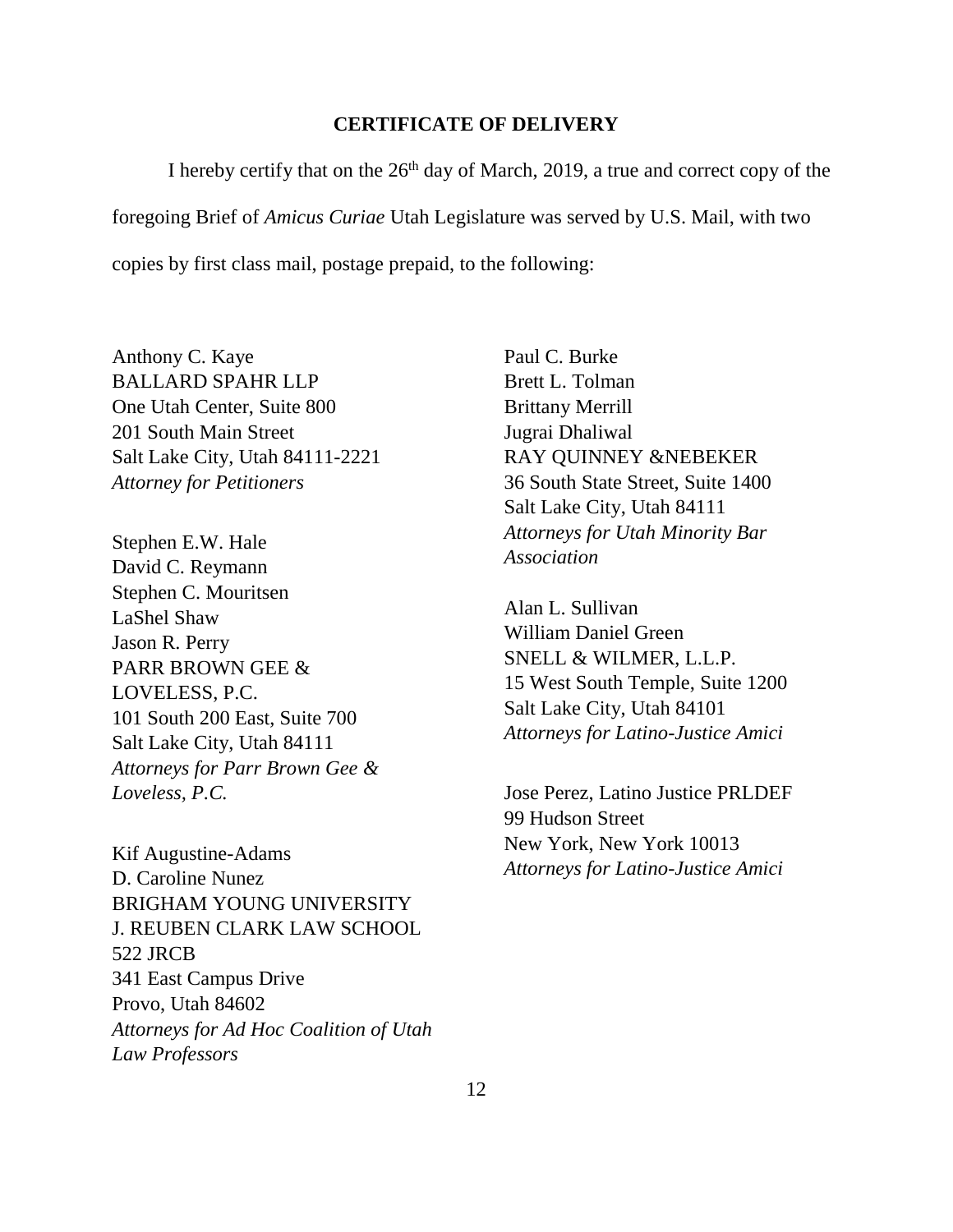## CERTIFICATE OF DELIVERY

I hereby certify that on the 26th day of March, 2019, a true and correct copy of the foregoing Brief of *Amicus Curiae* Utah Legislature was served by U.S. Mail, with two copies by first class mail, postage prepaid, to the following:

Anthony C. Kaye
BALLARD SPAHR LLP
One Utah Center, Suite 800
201 South Main Street
Salt Lake City, Utah 84111-2221
*Attorney for Petitioners*

Stephen E.W. Hale
David C. Reymann
Stephen C. Mouritsen
LaShel Shaw
Jason R. Perry
PARR BROWN GEE & LOVELESS, P.C.
101 South 200 East, Suite 700
Salt Lake City, Utah 84111
*Attorneys for Parr Brown Gee & Loveless, P.C.*

Kif Augustine-Adams
D. Caroline Nunez
BRIGHAM YOUNG UNIVERSITY
J. REUBEN CLARK LAW SCHOOL
522 JRCB
341 East Campus Drive
Provo, Utah 84602
*Attorneys for Ad Hoc Coalition of Utah Law Professors*

Paul C. Burke
Brett L. Tolman
Brittany Merrill
Jugrai Dhaliwal
RAY QUINNEY &NEBEKER
36 South State Street, Suite 1400
Salt Lake City, Utah 84111
*Attorneys for Utah Minority Bar Association*

Alan L. Sullivan
William Daniel Green
SNELL & WILMER, L.L.P.
15 West South Temple, Suite 1200
Salt Lake City, Utah 84101
*Attorneys for Latino-Justice Amici*

Jose Perez, Latino Justice PRLDEF
99 Hudson Street
New York, New York 10013
*Attorneys for Latino-Justice Amici*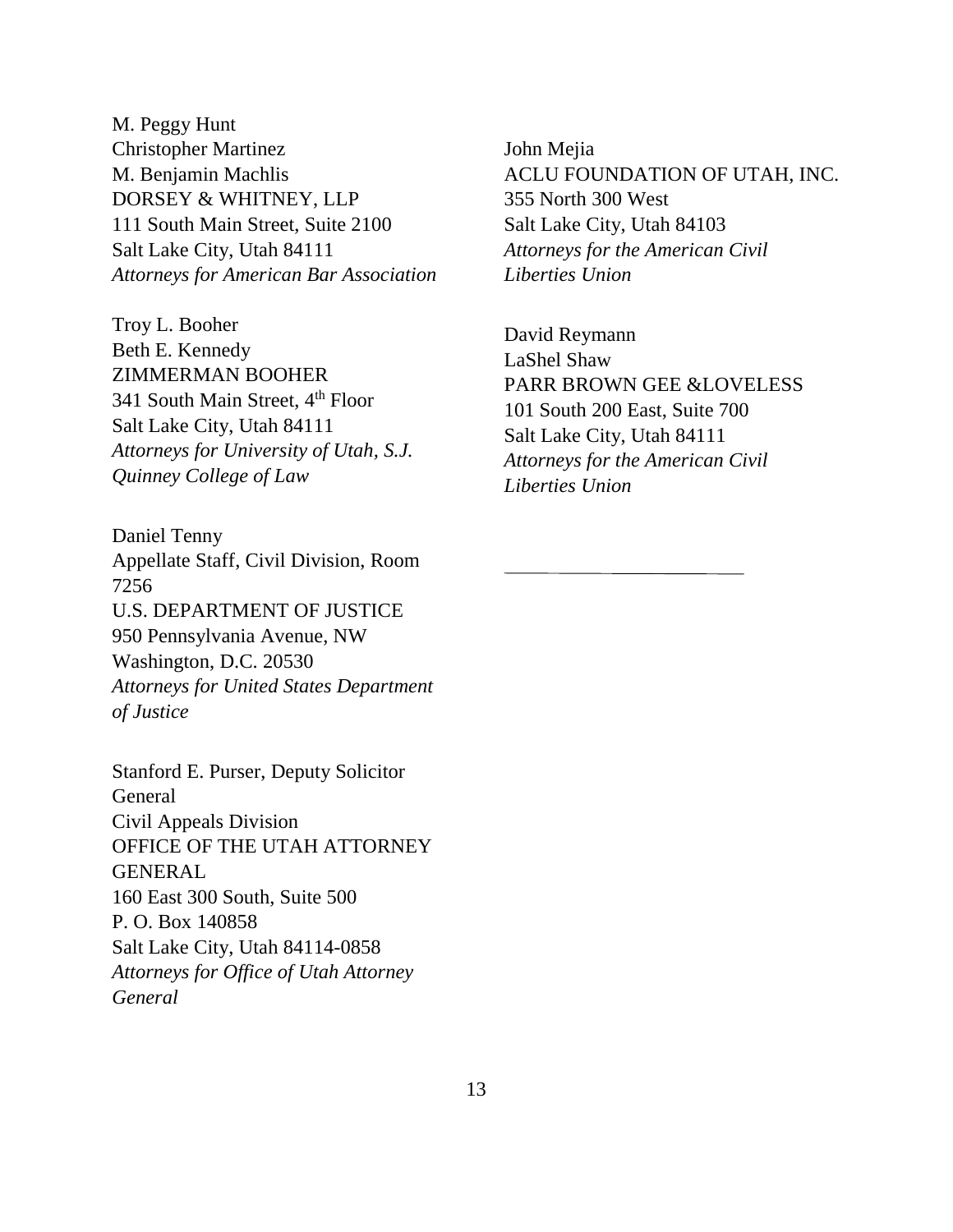M. Peggy Hunt
Christopher Martinez
M. Benjamin Machlis
DORSEY & WHITNEY, LLP
111 South Main Street, Suite 2100
Salt Lake City, Utah 84111
*Attorneys for American Bar Association*

Troy L. Booher
Beth E. Kennedy
ZIMMERMAN BOOHER
341 South Main Street, 4th Floor
Salt Lake City, Utah 84111
*Attorneys for University of Utah, S.J. Quinney College of Law*

Daniel Tenny
Appellate Staff, Civil Division, Room 7256
U.S. DEPARTMENT OF JUSTICE
950 Pennsylvania Avenue, NW
Washington, D.C. 20530
*Attorneys for United States Department of Justice*

Stanford E. Purser, Deputy Solicitor General
Civil Appeals Division
OFFICE OF THE UTAH ATTORNEY GENERAL
160 East 300 South, Suite 500
P. O. Box 140858
Salt Lake City, Utah 84114-0858
*Attorneys for Office of Utah Attorney General*

John Mejia
ACLU FOUNDATION OF UTAH, INC.
355 North 300 West
Salt Lake City, Utah 84103
*Attorneys for the American Civil Liberties Union*

David Reymann
LaShel Shaw
PARR BROWN GEE &LOVELESS
101 South 200 East, Suite 700
Salt Lake City, Utah 84111
*Attorneys for the American Civil Liberties Union*

\_\_\_\_\_\_\_\_\_\_\_\_\_\_\_\_\_\_\_\_\_\_\_\_